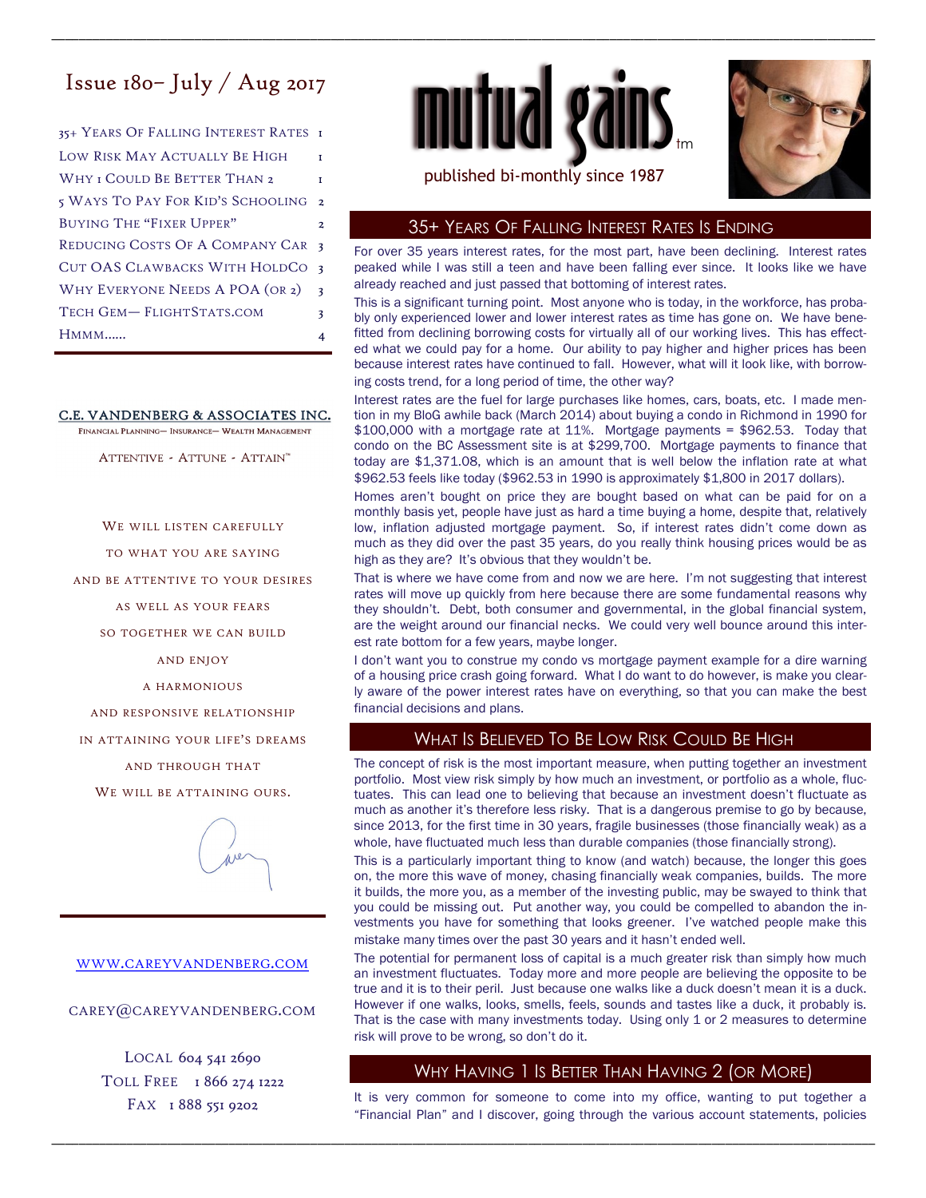# mutual gains™

published bi-monthly since 1987

## Issue 180– July / Aug 2017

| | |
|---|---|
| 35+ Years Of Falling Interest Rates | 1 |
| Low Risk May Actually Be High | 1 |
| Why 1 Could Be Better Than 2 | 1 |
| 5 Ways To Pay For Kid's Schooling | 2 |
| Buying The "Fixer Upper" | 2 |
| Reducing Costs Of A Company Car | 3 |
| Cut OAS Clawbacks With HoldCo | 3 |
| Why Everyone Needs A POA (or 2) | 3 |
| Tech Gem— FlightStats.com | 3 |
| Hmmm...... | 4 |

**C.E. VANDENBERG & ASSOCIATES INC.**

Financial Planning— Insurance— Wealth Management

Attentive - Attune - Attain™

We will listen carefully
to what you are saying
and be attentive to your desires
as well as your fears
so together we can build
and enjoy
a harmonious
and responsive relationship
in attaining your life's dreams
and through that
we will be attaining ours.

www.careyvandenberg.com

carey@careyvandenberg.com

Local 604 541 2690
Toll Free 1 866 274 1222
Fax 1 888 551 9202

## 35+ Years Of Falling Interest Rates Is Ending

For over 35 years interest rates, for the most part, have been declining. Interest rates peaked while I was still a teen and have been falling ever since. It looks like we have already reached and just passed that bottoming of interest rates.

This is a significant turning point. Most anyone who is today, in the workforce, has probably only experienced lower and lower interest rates as time has gone on. We have benefitted from declining borrowing costs for virtually all of our working lives. This has effected what we could pay for a home. Our ability to pay higher and higher prices has been because interest rates have continued to fall. However, what will it look like, with borrowing costs trend, for a long period of time, the other way?

Interest rates are the fuel for large purchases like homes, cars, boats, etc. I made mention in my BloG awhile back (March 2014) about buying a condo in Richmond in 1990 for $100,000 with a mortgage rate at 11%. Mortgage payments = $962.53. Today that condo on the BC Assessment site is at $299,700. Mortgage payments to finance that today are $1,371.08, which is an amount that is well below the inflation rate at what $962.53 feels like today ($962.53 in 1990 is approximately $1,800 in 2017 dollars).

Homes aren't bought on price they are bought based on what can be paid for on a monthly basis yet, people have just as hard a time buying a home, despite that, relatively low, inflation adjusted mortgage payment. So, if interest rates didn't come down as much as they did over the past 35 years, do you really think housing prices would be as high as they are? It's obvious that they wouldn't be.

That is where we have come from and now we are here. I'm not suggesting that interest rates will move up quickly from here because there are some fundamental reasons why they shouldn't. Debt, both consumer and governmental, in the global financial system, are the weight around our financial necks. We could very well bounce around this interest rate bottom for a few years, maybe longer.

I don't want you to construe my condo vs mortgage payment example for a dire warning of a housing price crash going forward. What I do want to do however, is make you clearly aware of the power interest rates have on everything, so that you can make the best financial decisions and plans.

## What Is Believed To Be Low Risk Could Be High

The concept of risk is the most important measure, when putting together an investment portfolio. Most view risk simply by how much an investment, or portfolio as a whole, fluctuates. This can lead one to believing that because an investment doesn't fluctuate as much as another it's therefore less risky. That is a dangerous premise to go by because, since 2013, for the first time in 30 years, fragile businesses (those financially weak) as a whole, have fluctuated much less than durable companies (those financially strong).

This is a particularly important thing to know (and watch) because, the longer this goes on, the more this wave of money, chasing financially weak companies, builds. The more it builds, the more you, as a member of the investing public, may be swayed to think that you could be missing out. Put another way, you could be compelled to abandon the investments you have for something that looks greener. I've watched people make this mistake many times over the past 30 years and it hasn't ended well.

The potential for permanent loss of capital is a much greater risk than simply how much an investment fluctuates. Today more and more people are believing the opposite to be true and it is to their peril. Just because one walks like a duck doesn't mean it is a duck. However if one walks, looks, smells, feels, sounds and tastes like a duck, it probably is. That is the case with many investments today. Using only 1 or 2 measures to determine risk will prove to be wrong, so don't do it.

## Why Having 1 Is Better Than Having 2 (or More)

It is very common for someone to come into my office, wanting to put together a "Financial Plan" and I discover, going through the various account statements, policies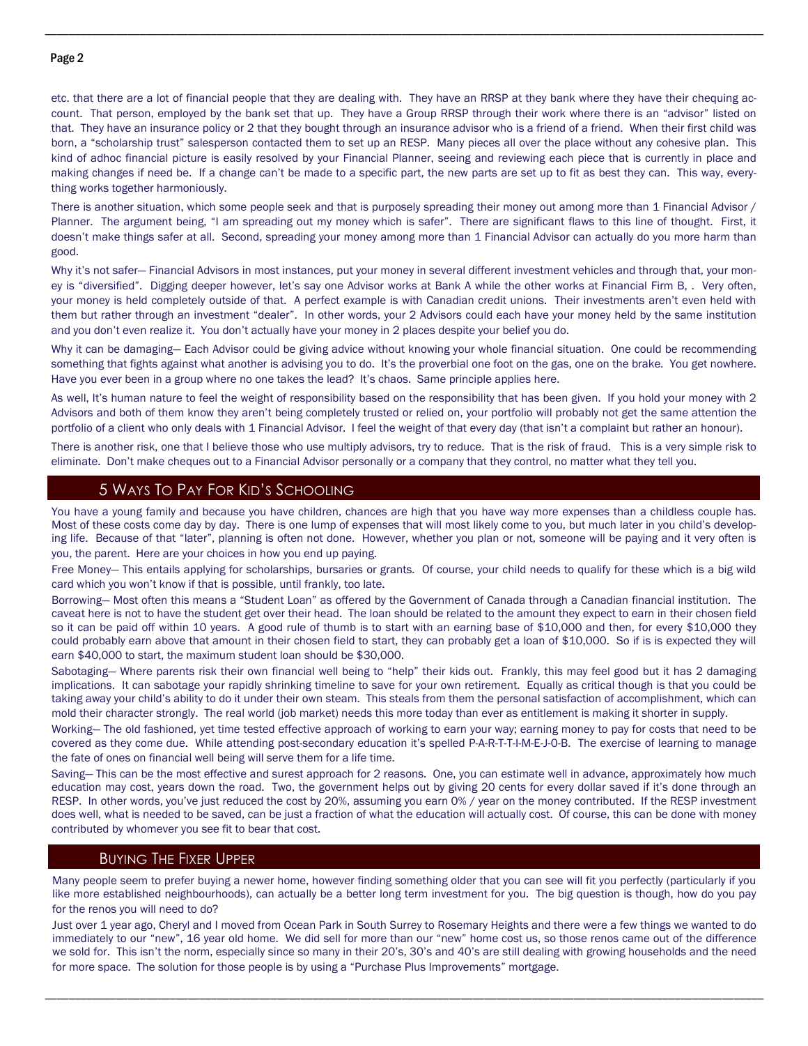etc. that there are a lot of financial people that they are dealing with. They have an RRSP at they bank where they have their chequing account. That person, employed by the bank set that up. They have a Group RRSP through their work where there is an "advisor" listed on that. They have an insurance policy or 2 that they bought through an insurance advisor who is a friend of a friend. When their first child was born, a "scholarship trust" salesperson contacted them to set up an RESP. Many pieces all over the place without any cohesive plan. This kind of adhoc financial picture is easily resolved by your Financial Planner, seeing and reviewing each piece that is currently in place and making changes if need be. If a change can't be made to a specific part, the new parts are set up to fit as best they can. This way, everything works together harmoniously.

There is another situation, which some people seek and that is purposely spreading their money out among more than 1 Financial Advisor / Planner. The argument being, "I am spreading out my money which is safer". There are significant flaws to this line of thought. First, it doesn't make things safer at all. Second, spreading your money among more than 1 Financial Advisor can actually do you more harm than good.

Why it's not safer— Financial Advisors in most instances, put your money in several different investment vehicles and through that, your money is "diversified". Digging deeper however, let's say one Advisor works at Bank A while the other works at Financial Firm B, . Very often, your money is held completely outside of that. A perfect example is with Canadian credit unions. Their investments aren't even held with them but rather through an investment "dealer". In other words, your 2 Advisors could each have your money held by the same institution and you don't even realize it. You don't actually have your money in 2 places despite your belief you do.

Why it can be damaging— Each Advisor could be giving advice without knowing your whole financial situation. One could be recommending something that fights against what another is advising you to do. It's the proverbial one foot on the gas, one on the brake. You get nowhere. Have you ever been in a group where no one takes the lead? It's chaos. Same principle applies here.

As well, It's human nature to feel the weight of responsibility based on the responsibility that has been given. If you hold your money with 2 Advisors and both of them know they aren't being completely trusted or relied on, your portfolio will probably not get the same attention the portfolio of a client who only deals with 1 Financial Advisor. I feel the weight of that every day (that isn't a complaint but rather an honour).

There is another risk, one that I believe those who use multiply advisors, try to reduce. That is the risk of fraud. This is a very simple risk to eliminate. Don't make cheques out to a Financial Advisor personally or a company that they control, no matter what they tell you.

## 5 Ways To Pay For Kid's Schooling

You have a young family and because you have children, chances are high that you have way more expenses than a childless couple has. Most of these costs come day by day. There is one lump of expenses that will most likely come to you, but much later in you child's developing life. Because of that "later", planning is often not done. However, whether you plan or not, someone will be paying and it very often is you, the parent. Here are your choices in how you end up paying.

Free Money— This entails applying for scholarships, bursaries or grants. Of course, your child needs to qualify for these which is a big wild card which you won't know if that is possible, until frankly, too late.

Borrowing— Most often this means a "Student Loan" as offered by the Government of Canada through a Canadian financial institution. The caveat here is not to have the student get over their head. The loan should be related to the amount they expect to earn in their chosen field so it can be paid off within 10 years. A good rule of thumb is to start with an earning base of $10,000 and then, for every $10,000 they could probably earn above that amount in their chosen field to start, they can probably get a loan of $10,000. So if is is expected they will earn $40,000 to start, the maximum student loan should be $30,000.

Sabotaging— Where parents risk their own financial well being to "help" their kids out. Frankly, this may feel good but it has 2 damaging implications. It can sabotage your rapidly shrinking timeline to save for your own retirement. Equally as critical though is that you could be taking away your child's ability to do it under their own steam. This steals from them the personal satisfaction of accomplishment, which can mold their character strongly. The real world (job market) needs this more today than ever as entitlement is making it shorter in supply.

Working— The old fashioned, yet time tested effective approach of working to earn your way; earning money to pay for costs that need to be covered as they come due. While attending post-secondary education it's spelled P-A-R-T-T-I-M-E-J-O-B. The exercise of learning to manage the fate of ones on financial well being will serve them for a life time.

Saving— This can be the most effective and surest approach for 2 reasons. One, you can estimate well in advance, approximately how much education may cost, years down the road. Two, the government helps out by giving 20 cents for every dollar saved if it's done through an RESP. In other words, you've just reduced the cost by 20%, assuming you earn 0% / year on the money contributed. If the RESP investment does well, what is needed to be saved, can be just a fraction of what the education will actually cost. Of course, this can be done with money contributed by whomever you see fit to bear that cost.

## Buying The Fixer Upper

Many people seem to prefer buying a newer home, however finding something older that you can see will fit you perfectly (particularly if you like more established neighbourhoods), can actually be a better long term investment for you. The big question is though, how do you pay for the renos you will need to do?

Just over 1 year ago, Cheryl and I moved from Ocean Park in South Surrey to Rosemary Heights and there were a few things we wanted to do immediately to our "new", 16 year old home. We did sell for more than our "new" home cost us, so those renos came out of the difference we sold for. This isn't the norm, especially since so many in their 20's, 30's and 40's are still dealing with growing households and the need for more space. The solution for those people is by using a "Purchase Plus Improvements" mortgage.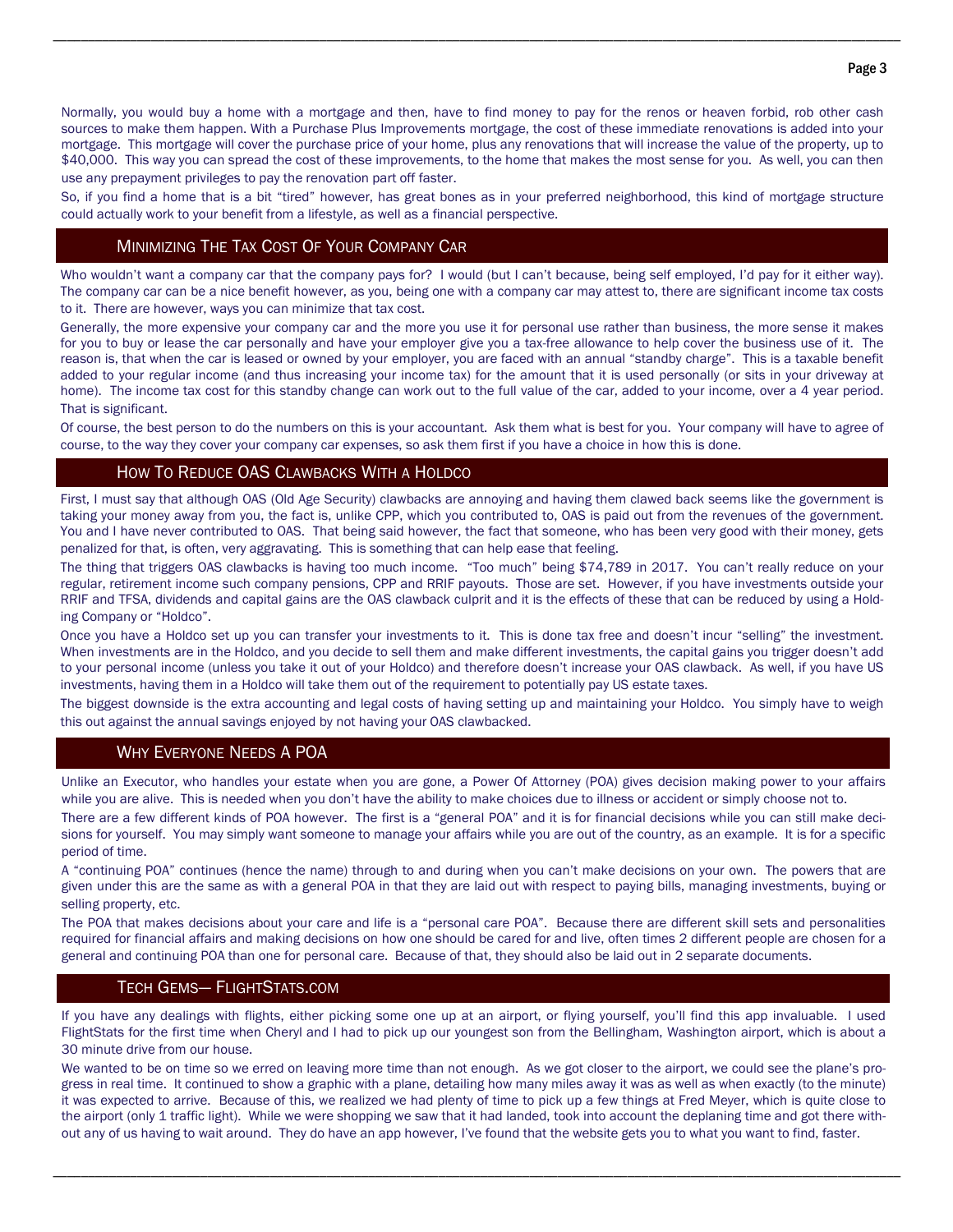Normally, you would buy a home with a mortgage and then, have to find money to pay for the renos or heaven forbid, rob other cash sources to make them happen. With a Purchase Plus Improvements mortgage, the cost of these immediate renovations is added into your mortgage. This mortgage will cover the purchase price of your home, plus any renovations that will increase the value of the property, up to $40,000. This way you can spread the cost of these improvements, to the home that makes the most sense for you. As well, you can then use any prepayment privileges to pay the renovation part off faster.

So, if you find a home that is a bit "tired" however, has great bones as in your preferred neighborhood, this kind of mortgage structure could actually work to your benefit from a lifestyle, as well as a financial perspective.

## Minimizing The Tax Cost Of Your Company Car

Who wouldn't want a company car that the company pays for? I would (but I can't because, being self employed, I'd pay for it either way). The company car can be a nice benefit however, as you, being one with a company car may attest to, there are significant income tax costs to it. There are however, ways you can minimize that tax cost.

Generally, the more expensive your company car and the more you use it for personal use rather than business, the more sense it makes for you to buy or lease the car personally and have your employer give you a tax-free allowance to help cover the business use of it. The reason is, that when the car is leased or owned by your employer, you are faced with an annual "standby charge". This is a taxable benefit added to your regular income (and thus increasing your income tax) for the amount that it is used personally (or sits in your driveway at home). The income tax cost for this standby change can work out to the full value of the car, added to your income, over a 4 year period. That is significant.

Of course, the best person to do the numbers on this is your accountant. Ask them what is best for you. Your company will have to agree of course, to the way they cover your company car expenses, so ask them first if you have a choice in how this is done.

## How To Reduce OAS Clawbacks With a Holdco

First, I must say that although OAS (Old Age Security) clawbacks are annoying and having them clawed back seems like the government is taking your money away from you, the fact is, unlike CPP, which you contributed to, OAS is paid out from the revenues of the government. You and I have never contributed to OAS. That being said however, the fact that someone, who has been very good with their money, gets penalized for that, is often, very aggravating. This is something that can help ease that feeling.

The thing that triggers OAS clawbacks is having too much income. "Too much" being $74,789 in 2017. You can't really reduce on your regular, retirement income such company pensions, CPP and RRIF payouts. Those are set. However, if you have investments outside your RRIF and TFSA, dividends and capital gains are the OAS clawback culprit and it is the effects of these that can be reduced by using a Holding Company or "Holdco".

Once you have a Holdco set up you can transfer your investments to it. This is done tax free and doesn't incur "selling" the investment. When investments are in the Holdco, and you decide to sell them and make different investments, the capital gains you trigger doesn't add to your personal income (unless you take it out of your Holdco) and therefore doesn't increase your OAS clawback. As well, if you have US investments, having them in a Holdco will take them out of the requirement to potentially pay US estate taxes.

The biggest downside is the extra accounting and legal costs of having setting up and maintaining your Holdco. You simply have to weigh this out against the annual savings enjoyed by not having your OAS clawbacked.

## Why Everyone Needs A POA

Unlike an Executor, who handles your estate when you are gone, a Power Of Attorney (POA) gives decision making power to your affairs while you are alive. This is needed when you don't have the ability to make choices due to illness or accident or simply choose not to.

There are a few different kinds of POA however. The first is a "general POA" and it is for financial decisions while you can still make decisions for yourself. You may simply want someone to manage your affairs while you are out of the country, as an example. It is for a specific period of time.

A "continuing POA" continues (hence the name) through to and during when you can't make decisions on your own. The powers that are given under this are the same as with a general POA in that they are laid out with respect to paying bills, managing investments, buying or selling property, etc.

The POA that makes decisions about your care and life is a "personal care POA". Because there are different skill sets and personalities required for financial affairs and making decisions on how one should be cared for and live, often times 2 different people are chosen for a general and continuing POA than one for personal care. Because of that, they should also be laid out in 2 separate documents.

## Tech Gems— FlightStats.com

If you have any dealings with flights, either picking some one up at an airport, or flying yourself, you'll find this app invaluable. I used FlightStats for the first time when Cheryl and I had to pick up our youngest son from the Bellingham, Washington airport, which is about a 30 minute drive from our house.

We wanted to be on time so we erred on leaving more time than not enough. As we got closer to the airport, we could see the plane's progress in real time. It continued to show a graphic with a plane, detailing how many miles away it was as well as when exactly (to the minute) it was expected to arrive. Because of this, we realized we had plenty of time to pick up a few things at Fred Meyer, which is quite close to the airport (only 1 traffic light). While we were shopping we saw that it had landed, took into account the deplaning time and got there without any of us having to wait around. They do have an app however, I've found that the website gets you to what you want to find, faster.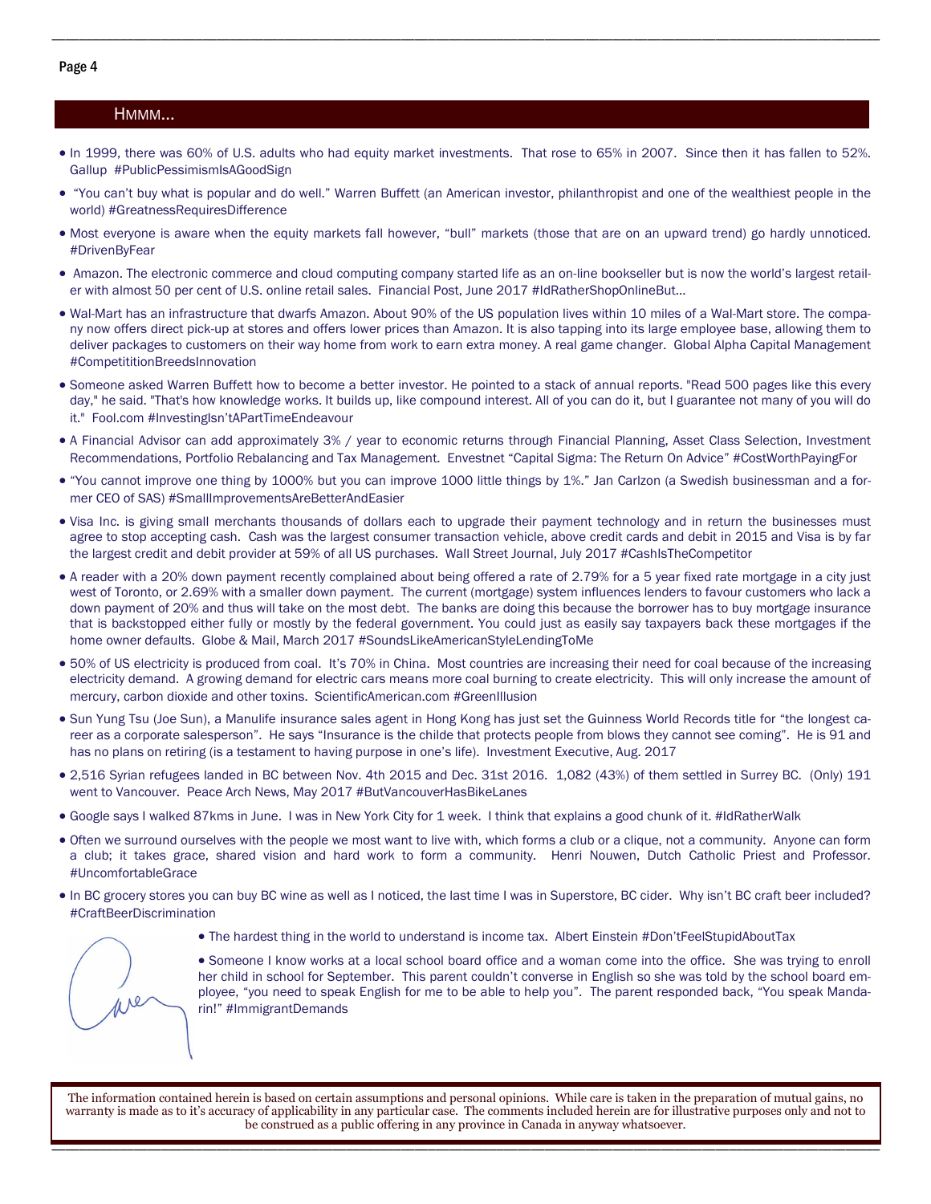## HMMM…

- In 1999, there was 60% of U.S. adults who had equity market investments. That rose to 65% in 2007. Since then it has fallen to 52%. Gallup #PublicPessimismIsAGoodSign
- "You can't buy what is popular and do well." Warren Buffett (an American investor, philanthropist and one of the wealthiest people in the world) #GreatnessRequiresDifference
- Most everyone is aware when the equity markets fall however, "bull" markets (those that are on an upward trend) go hardly unnoticed. #DrivenByFear
- Amazon. The electronic commerce and cloud computing company started life as an on-line bookseller but is now the world's largest retailer with almost 50 per cent of U.S. online retail sales. Financial Post, June 2017 #IdRatherShopOnlineBut…
- Wal-Mart has an infrastructure that dwarfs Amazon. About 90% of the US population lives within 10 miles of a Wal-Mart store. The company now offers direct pick-up at stores and offers lower prices than Amazon. It is also tapping into its large employee base, allowing them to deliver packages to customers on their way home from work to earn extra money. A real game changer. Global Alpha Capital Management #CompetititionBreedsInnovation
- Someone asked Warren Buffett how to become a better investor. He pointed to a stack of annual reports. "Read 500 pages like this every day," he said. "That's how knowledge works. It builds up, like compound interest. All of you can do it, but I guarantee not many of you will do it." Fool.com #InvestingIsn'tAPartTimeEndeavour
- A Financial Advisor can add approximately 3% / year to economic returns through Financial Planning, Asset Class Selection, Investment Recommendations, Portfolio Rebalancing and Tax Management. Envestnet "Capital Sigma: The Return On Advice" #CostWorthPayingFor
- "You cannot improve one thing by 1000% but you can improve 1000 little things by 1%." Jan Carlzon (a Swedish businessman and a former CEO of SAS) #SmallImprovementsAreBetterAndEasier
- Visa Inc. is giving small merchants thousands of dollars each to upgrade their payment technology and in return the businesses must agree to stop accepting cash. Cash was the largest consumer transaction vehicle, above credit cards and debit in 2015 and Visa is by far the largest credit and debit provider at 59% of all US purchases. Wall Street Journal, July 2017 #CashIsTheCompetitor
- A reader with a 20% down payment recently complained about being offered a rate of 2.79% for a 5 year fixed rate mortgage in a city just west of Toronto, or 2.69% with a smaller down payment. The current (mortgage) system influences lenders to favour customers who lack a down payment of 20% and thus will take on the most debt. The banks are doing this because the borrower has to buy mortgage insurance that is backstopped either fully or mostly by the federal government. You could just as easily say taxpayers back these mortgages if the home owner defaults. Globe & Mail, March 2017 #SoundsLikeAmericanStyleLendingToMe
- 50% of US electricity is produced from coal. It's 70% in China. Most countries are increasing their need for coal because of the increasing electricity demand. A growing demand for electric cars means more coal burning to create electricity. This will only increase the amount of mercury, carbon dioxide and other toxins. ScientificAmerican.com #GreenIllusion
- Sun Yung Tsu (Joe Sun), a Manulife insurance sales agent in Hong Kong has just set the Guinness World Records title for "the longest career as a corporate salesperson". He says "Insurance is the childe that protects people from blows they cannot see coming". He is 91 and has no plans on retiring (is a testament to having purpose in one's life). Investment Executive, Aug. 2017
- 2,516 Syrian refugees landed in BC between Nov. 4th 2015 and Dec. 31st 2016. 1,082 (43%) of them settled in Surrey BC. (Only) 191 went to Vancouver. Peace Arch News, May 2017 #ButVancouverHasBikeLanes
- Google says I walked 87kms in June. I was in New York City for 1 week. I think that explains a good chunk of it. #IdRatherWalk
- Often we surround ourselves with the people we most want to live with, which forms a club or a clique, not a community. Anyone can form a club; it takes grace, shared vision and hard work to form a community. Henri Nouwen, Dutch Catholic Priest and Professor. #UncomfortableGrace
- In BC grocery stores you can buy BC wine as well as I noticed, the last time I was in Superstore, BC cider. Why isn't BC craft beer included? #CraftBeerDiscrimination
- The hardest thing in the world to understand is income tax. Albert Einstein #Don'tFeelStupidAboutTax
- Someone I know works at a local school board office and a woman come into the office. She was trying to enroll her child in school for September. This parent couldn't converse in English so she was told by the school board employee, "you need to speak English for me to be able to help you". The parent responded back, "You speak Mandarin!" #ImmigrantDemands

The information contained herein is based on certain assumptions and personal opinions. While care is taken in the preparation of mutual gains, no warranty is made as to it's accuracy of applicability in any particular case. The comments included herein are for illustrative purposes only and not to be construed as a public offering in any province in Canada in anyway whatsoever.